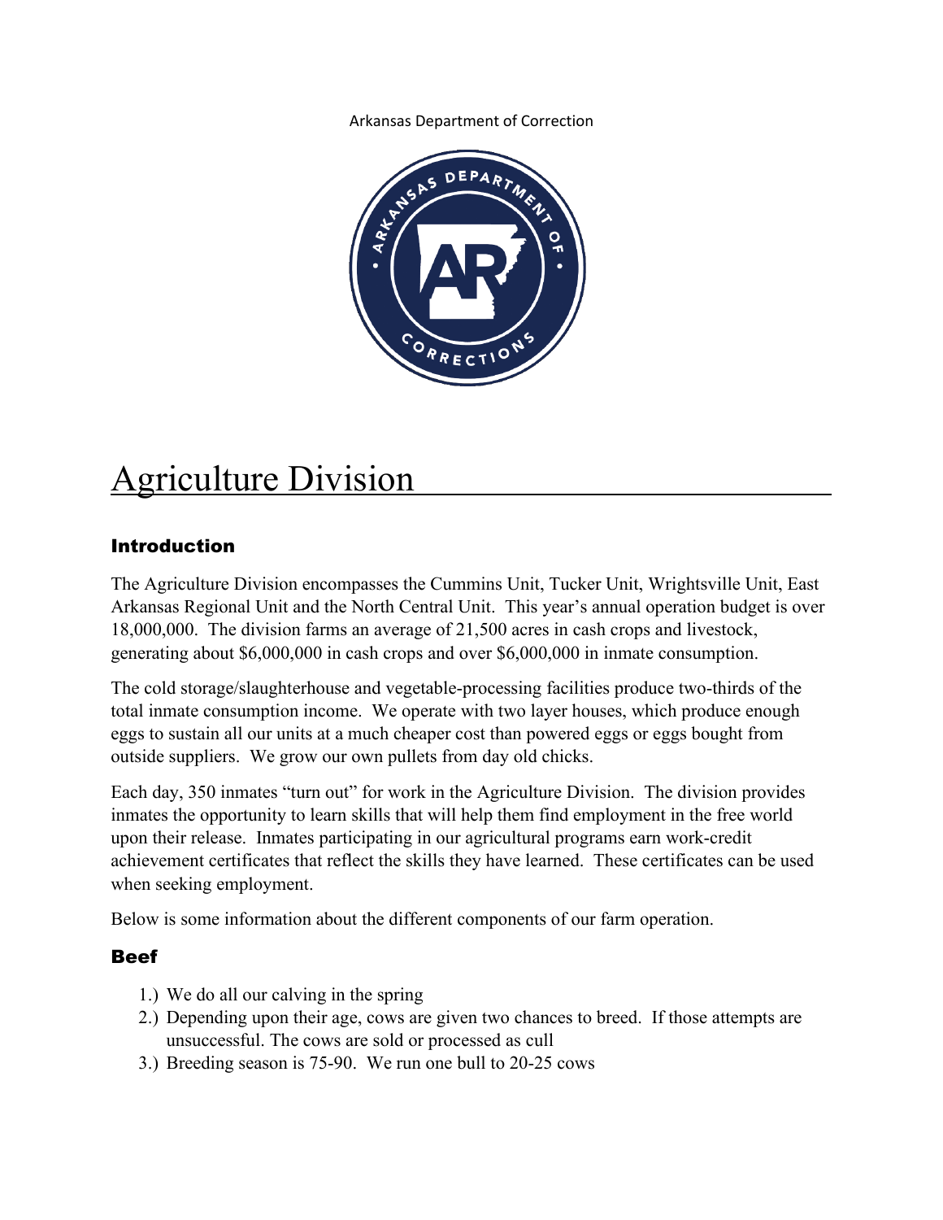Arkansas Department of Correction

# Agriculture Division

## Introduction

The Agriculture Division encompasses the Cummins Unit, Tucker Unit, Wrightsville Unit, East Arkansas Regional Unit and the North Central Unit. This year's annual operation budget is over 18,000,000. The division farms an average of 21,500 acres in cash crops and livestock, generating about $6,000,000 in cash crops and over $6,000,000 in inmate consumption.

The cold storage/slaughterhouse and vegetable-processing facilities produce two-thirds of the total inmate consumption income. We operate with two layer houses, which produce enough eggs to sustain all our units at a much cheaper cost than powered eggs or eggs bought from outside suppliers. We grow our own pullets from day old chicks.

Each day, 350 inmates "turn out" for work in the Agriculture Division. The division provides inmates the opportunity to learn skills that will help them find employment in the free world upon their release. Inmates participating in our agricultural programs earn work-credit achievement certificates that reflect the skills they have learned. These certificates can be used when seeking employment.

Below is some information about the different components of our farm operation.

## Beef

1.) We do all our calving in the spring
2.) Depending upon their age, cows are given two chances to breed. If those attempts are unsuccessful. The cows are sold or processed as cull
3.) Breeding season is 75-90. We run one bull to 20-25 cows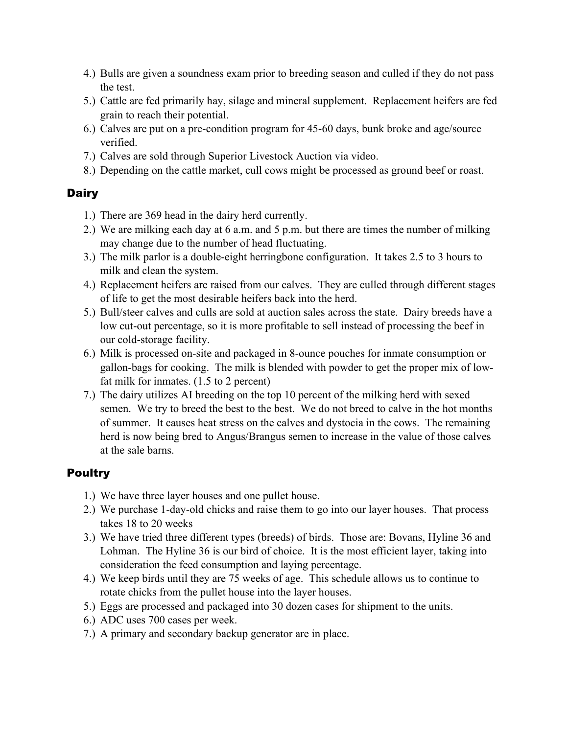4.) Bulls are given a soundness exam prior to breeding season and culled if they do not pass the test.
5.) Cattle are fed primarily hay, silage and mineral supplement. Replacement heifers are fed grain to reach their potential.
6.) Calves are put on a pre-condition program for 45-60 days, bunk broke and age/source verified.
7.) Calves are sold through Superior Livestock Auction via video.
8.) Depending on the cattle market, cull cows might be processed as ground beef or roast.

## Dairy

1.) There are 369 head in the dairy herd currently.
2.) We are milking each day at 6 a.m. and 5 p.m. but there are times the number of milking may change due to the number of head fluctuating.
3.) The milk parlor is a double-eight herringbone configuration. It takes 2.5 to 3 hours to milk and clean the system.
4.) Replacement heifers are raised from our calves. They are culled through different stages of life to get the most desirable heifers back into the herd.
5.) Bull/steer calves and culls are sold at auction sales across the state. Dairy breeds have a low cut-out percentage, so it is more profitable to sell instead of processing the beef in our cold-storage facility.
6.) Milk is processed on-site and packaged in 8-ounce pouches for inmate consumption or gallon-bags for cooking. The milk is blended with powder to get the proper mix of low-fat milk for inmates. (1.5 to 2 percent)
7.) The dairy utilizes AI breeding on the top 10 percent of the milking herd with sexed semen. We try to breed the best to the best. We do not breed to calve in the hot months of summer. It causes heat stress on the calves and dystocia in the cows. The remaining herd is now being bred to Angus/Brangus semen to increase in the value of those calves at the sale barns.

## Poultry

1.) We have three layer houses and one pullet house.
2.) We purchase 1-day-old chicks and raise them to go into our layer houses. That process takes 18 to 20 weeks
3.) We have tried three different types (breeds) of birds. Those are: Bovans, Hyline 36 and Lohman. The Hyline 36 is our bird of choice. It is the most efficient layer, taking into consideration the feed consumption and laying percentage.
4.) We keep birds until they are 75 weeks of age. This schedule allows us to continue to rotate chicks from the pullet house into the layer houses.
5.) Eggs are processed and packaged into 30 dozen cases for shipment to the units.
6.) ADC uses 700 cases per week.
7.) A primary and secondary backup generator are in place.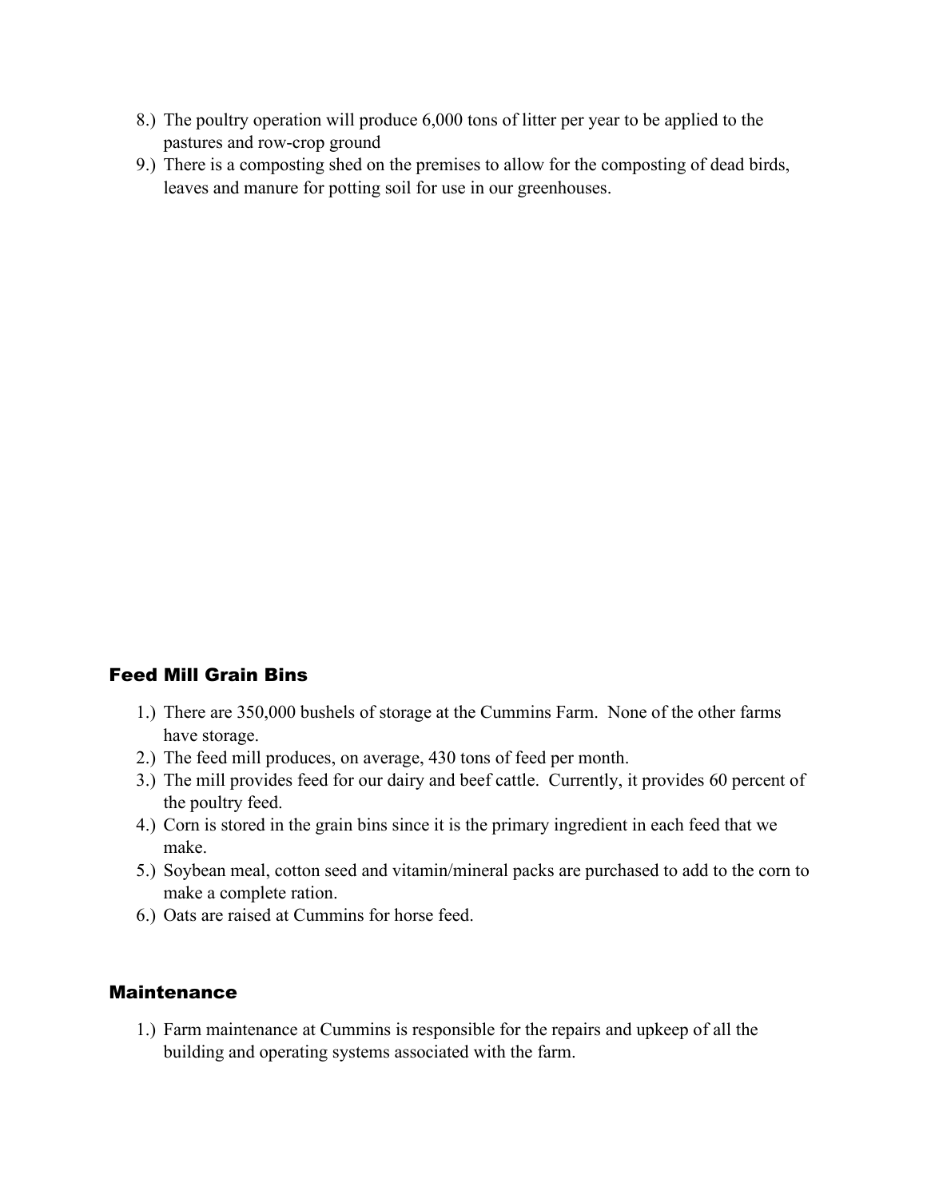8.) The poultry operation will produce 6,000 tons of litter per year to be applied to the pastures and row-crop ground
9.) There is a composting shed on the premises to allow for the composting of dead birds, leaves and manure for potting soil for use in our greenhouses.

## Feed Mill Grain Bins

1.) There are 350,000 bushels of storage at the Cummins Farm. None of the other farms have storage.
2.) The feed mill produces, on average, 430 tons of feed per month.
3.) The mill provides feed for our dairy and beef cattle. Currently, it provides 60 percent of the poultry feed.
4.) Corn is stored in the grain bins since it is the primary ingredient in each feed that we make.
5.) Soybean meal, cotton seed and vitamin/mineral packs are purchased to add to the corn to make a complete ration.
6.) Oats are raised at Cummins for horse feed.

## Maintenance

1.) Farm maintenance at Cummins is responsible for the repairs and upkeep of all the building and operating systems associated with the farm.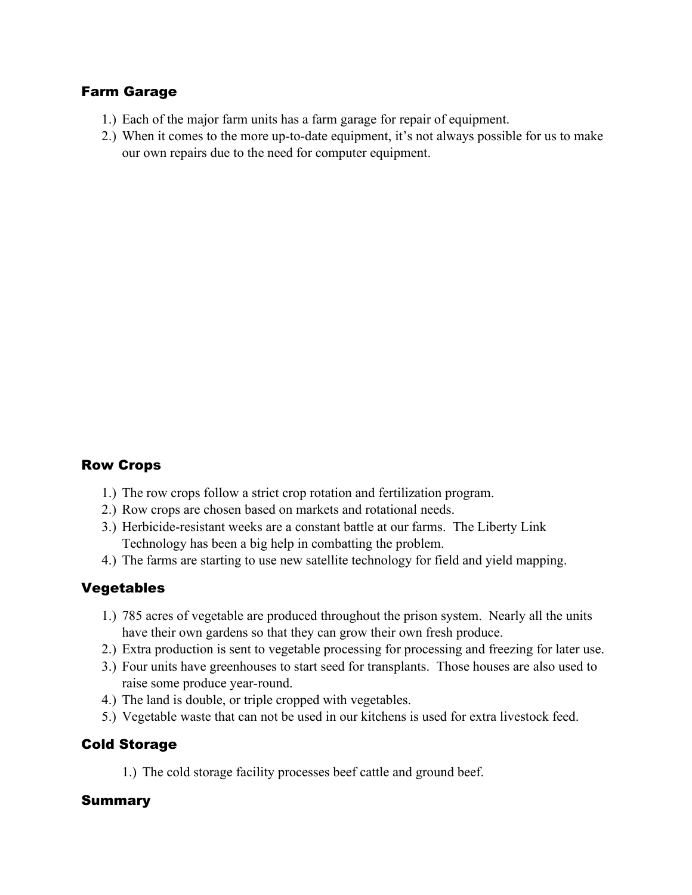## Farm Garage

1.) Each of the major farm units has a farm garage for repair of equipment.
2.) When it comes to the more up-to-date equipment, it's not always possible for us to make our own repairs due to the need for computer equipment.

## Row Crops

1.) The row crops follow a strict crop rotation and fertilization program.
2.) Row crops are chosen based on markets and rotational needs.
3.) Herbicide-resistant weeks are a constant battle at our farms. The Liberty Link Technology has been a big help in combatting the problem.
4.) The farms are starting to use new satellite technology for field and yield mapping.

## Vegetables

1.) 785 acres of vegetable are produced throughout the prison system. Nearly all the units have their own gardens so that they can grow their own fresh produce.
2.) Extra production is sent to vegetable processing for processing and freezing for later use.
3.) Four units have greenhouses to start seed for transplants. Those houses are also used to raise some produce year-round.
4.) The land is double, or triple cropped with vegetables.
5.) Vegetable waste that can not be used in our kitchens is used for extra livestock feed.

## Cold Storage

1.) The cold storage facility processes beef cattle and ground beef.

## Summary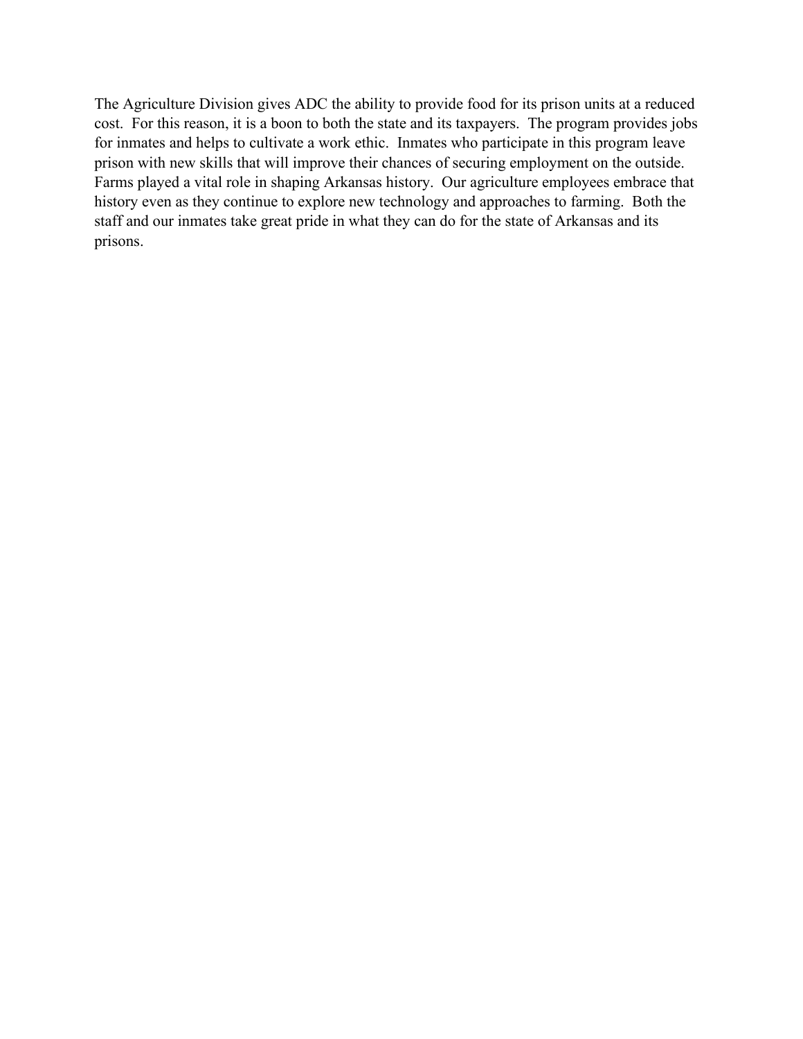The Agriculture Division gives ADC the ability to provide food for its prison units at a reduced cost. For this reason, it is a boon to both the state and its taxpayers. The program provides jobs for inmates and helps to cultivate a work ethic. Inmates who participate in this program leave prison with new skills that will improve their chances of securing employment on the outside. Farms played a vital role in shaping Arkansas history. Our agriculture employees embrace that history even as they continue to explore new technology and approaches to farming. Both the staff and our inmates take great pride in what they can do for the state of Arkansas and its prisons.